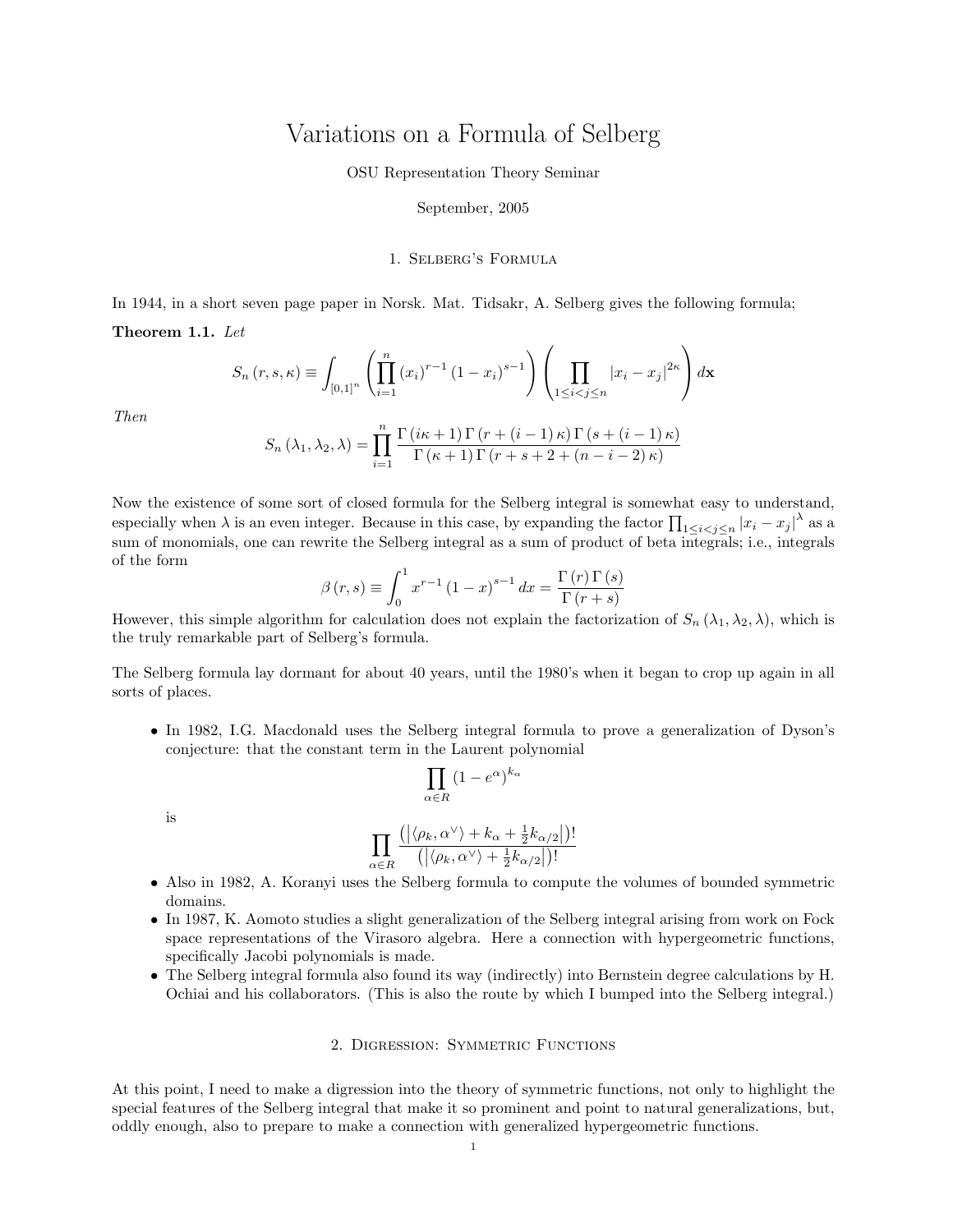# Variations on a Formula of Selberg

OSU Representation Theory Seminar

September, 2005

## 1. Selberg's Formula

In 1944, in a short seven page paper in Norsk. Mat. Tidsakr, A. Selberg gives the following formula;

**Theorem 1.1.** *Let*

$$S_n(r,s,\kappa) \equiv \int_{[0,1]^n} \left( \prod_{i=1}^{n} (x_i)^{r-1} (1-x_i)^{s-1} \right) \left( \prod_{1 \leq i < j \leq n} |x_i - x_j|^{2\kappa} \right) d\mathbf{x}$$

*Then*

$$S_n(\lambda_1, \lambda_2, \lambda) = \prod_{i=1}^{n} \frac{\Gamma(i\kappa + 1)\Gamma(r + (i-1)\kappa)\Gamma(s + (i-1)\kappa)}{\Gamma(\kappa+1)\Gamma(r + s + 2 + (n-i-2)\kappa)}$$

Now the existence of some sort of closed formula for the Selberg integral is somewhat easy to understand, especially when $\lambda$ is an even integer. Because in this case, by expanding the factor $\prod_{1 \leq i < j \leq n} |x_i - x_j|^{\lambda}$ as a sum of monomials, one can rewrite the Selberg integral as a sum of product of beta integrals; i.e., integrals of the form

$$\beta(r,s) \equiv \int_0^1 x^{r-1}(1-x)^{s-1}\, dx = \frac{\Gamma(r)\Gamma(s)}{\Gamma(r+s)}$$

However, this simple algorithm for calculation does not explain the factorization of $S_n(\lambda_1, \lambda_2, \lambda)$, which is the truly remarkable part of Selberg's formula.

The Selberg formula lay dormant for about 40 years, until the 1980's when it began to crop up again in all sorts of places.

- In 1982, I.G. Macdonald uses the Selberg integral formula to prove a generalization of Dyson's conjecture: that the constant term in the Laurent polynomial

  $$\prod_{\alpha \in R} (1 - e^{\alpha})^{k_\alpha}$$

  is

  $$\prod_{\alpha \in R} \frac{\left(\left|\langle \rho_k, \alpha^\vee \rangle + k_\alpha + \frac{1}{2} k_{\alpha/2}\right|\right)!}{\left(\left|\langle \rho_k, \alpha^\vee \rangle + \frac{1}{2} k_{\alpha/2}\right|\right)!}$$

- Also in 1982, A. Koranyi uses the Selberg formula to compute the volumes of bounded symmetric domains.
- In 1987, K. Aomoto studies a slight generalization of the Selberg integral arising from work on Fock space representations of the Virasoro algebra. Here a connection with hypergeometric functions, specifically Jacobi polynomials is made.
- The Selberg integral formula also found its way (indirectly) into Bernstein degree calculations by H. Ochiai and his collaborators. (This is also the route by which I bumped into the Selberg integral.)

## 2. Digression: Symmetric Functions

At this point, I need to make a digression into the theory of symmetric functions, not only to highlight the special features of the Selberg integral that make it so prominent and point to natural generalizations, but, oddly enough, also to prepare to make a connection with generalized hypergeometric functions.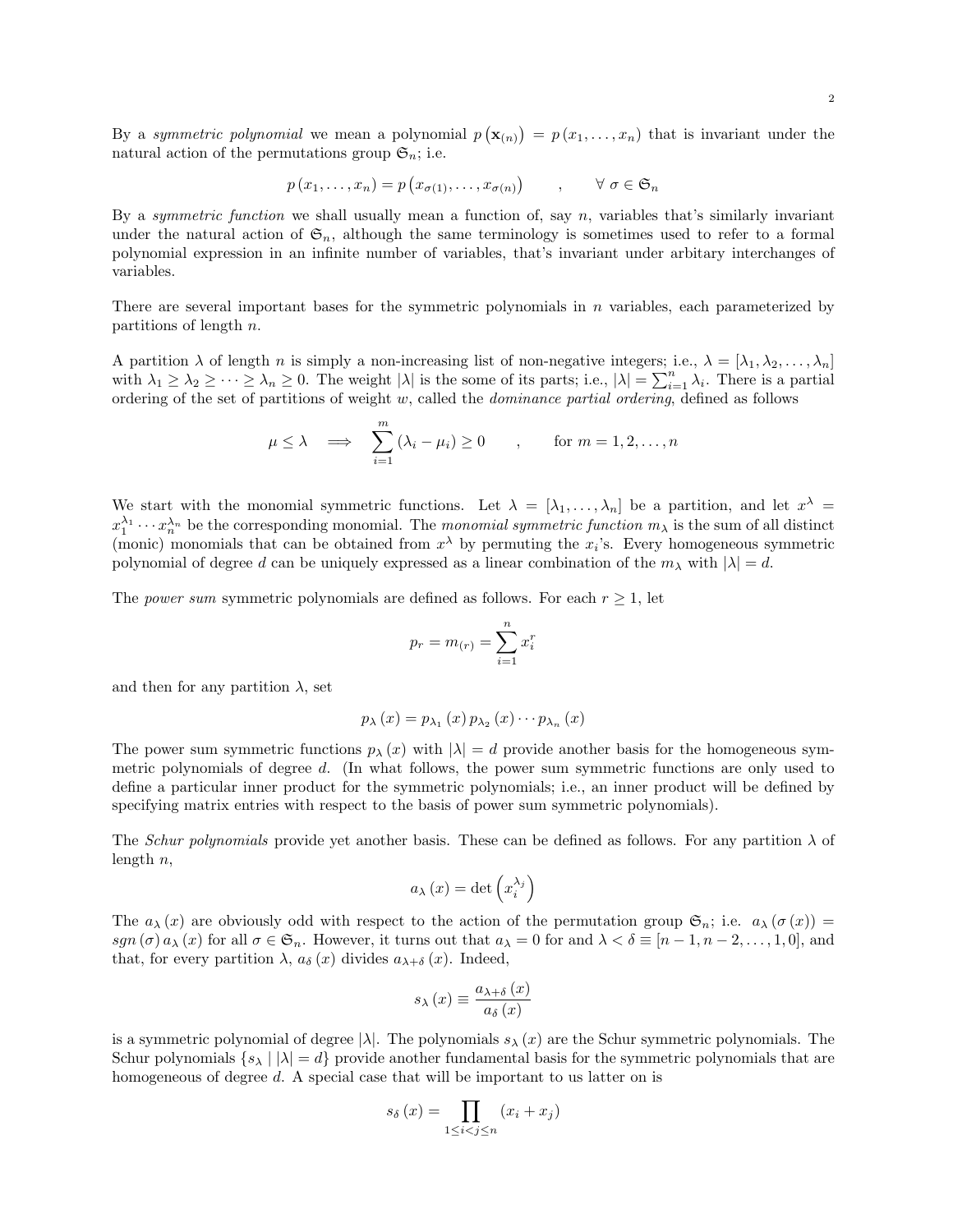By a *symmetric polynomial* we mean a polynomial $p\left(\mathbf{x}_{(n)}\right) = p\left(x_1, \ldots, x_n\right)$ that is invariant under the natural action of the permutations group $\mathfrak{S}_n$; i.e.

$$p\left(x_1, \ldots, x_n\right) = p\left(x_{\sigma(1)}, \ldots, x_{\sigma(n)}\right) \qquad , \qquad \forall\ \sigma \in \mathfrak{S}_n$$

By a *symmetric function* we shall usually mean a function of, say $n$, variables that's similarly invariant under the natural action of $\mathfrak{S}_n$, although the same terminology is sometimes used to refer to a formal polynomial expression in an infinite number of variables, that's invariant under arbitary interchanges of variables.

There are several important bases for the symmetric polynomials in $n$ variables, each parameterized by partitions of length $n$.

A partition $\lambda$ of length $n$ is simply a non-increasing list of non-negative integers; i.e., $\lambda = [\lambda_1, \lambda_2, \ldots, \lambda_n]$ with $\lambda_1 \geq \lambda_2 \geq \cdots \geq \lambda_n \geq 0$. The weight $|\lambda|$ is the some of its parts; i.e., $|\lambda| = \sum_{i=1}^{n} \lambda_i$. There is a partial ordering of the set of partitions of weight $w$, called the *dominance partial ordering*, defined as follows

$$\mu \leq \lambda \quad \Longrightarrow \quad \sum_{i=1}^{m} \left(\lambda_i - \mu_i\right) \geq 0 \qquad , \qquad \text{for } m = 1, 2, \ldots, n$$

We start with the monomial symmetric functions. Let $\lambda = [\lambda_1, \ldots, \lambda_n]$ be a partition, and let $x^\lambda = x_1^{\lambda_1} \cdots x_n^{\lambda_n}$ be the corresponding monomial. The *monomial symmetric function* $m_\lambda$ is the sum of all distinct (monic) monomials that can be obtained from $x^\lambda$ by permuting the $x_i$'s. Every homogeneous symmetric polynomial of degree $d$ can be uniquely expressed as a linear combination of the $m_\lambda$ with $|\lambda| = d$.

The *power sum* symmetric polynomials are defined as follows. For each $r \geq 1$, let

$$p_r = m_{(r)} = \sum_{i=1}^{n} x_i^r$$

and then for any partition $\lambda$, set

$$p_\lambda\left(x\right) = p_{\lambda_1}\left(x\right) p_{\lambda_2}\left(x\right) \cdots p_{\lambda_n}\left(x\right)$$

The power sum symmetric functions $p_\lambda\left(x\right)$ with $|\lambda| = d$ provide another basis for the homogeneous symmetric polynomials of degree $d$. (In what follows, the power sum symmetric functions are only used to define a particular inner product for the symmetric polynomials; i.e., an inner product will be defined by specifying matrix entries with respect to the basis of power sum symmetric polynomials).

The *Schur polynomials* provide yet another basis. These can be defined as follows. For any partition $\lambda$ of length $n$,

$$a_\lambda\left(x\right) = \det\left(x_i^{\lambda_j}\right)$$

The $a_\lambda\left(x\right)$ are obviously odd with respect to the action of the permutation group $\mathfrak{S}_n$; i.e. $a_\lambda\left(\sigma\left(x\right)\right) = sgn\left(\sigma\right) a_\lambda\left(x\right)$ for all $\sigma \in \mathfrak{S}_n$. However, it turns out that $a_\lambda = 0$ for and $\lambda < \delta \equiv [n-1, n-2, \ldots, 1, 0]$, and that, for every partition $\lambda$, $a_\delta\left(x\right)$ divides $a_{\lambda+\delta}\left(x\right)$. Indeed,

$$s_\lambda\left(x\right) \equiv \frac{a_{\lambda+\delta}\left(x\right)}{a_\delta\left(x\right)}$$

is a symmetric polynomial of degree $|\lambda|$. The polynomials $s_\lambda\left(x\right)$ are the Schur symmetric polynomials. The Schur polynomials $\{s_\lambda \mid |\lambda| = d\}$ provide another fundamental basis for the symmetric polynomials that are homogeneous of degree $d$. A special case that will be important to us latter on is

$$s_\delta\left(x\right) = \prod_{1 \leq i < j \leq n} \left(x_i + x_j\right)$$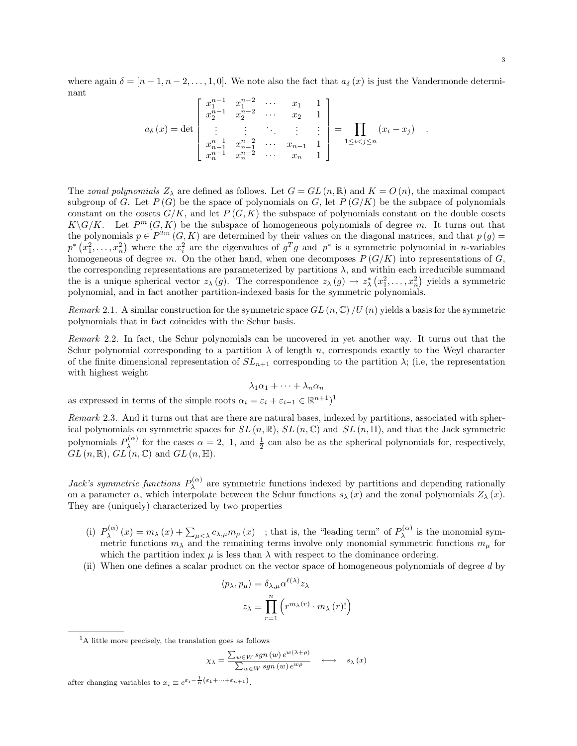where again $\delta = [n-1, n-2, \ldots, 1, 0]$. We note also the fact that $a_\delta(x)$ is just the Vandermonde determinant

$$a_\delta(x) = \det \begin{bmatrix} x_1^{n-1} & x_1^{n-2} & \cdots & x_1 & 1 \\ x_2^{n-1} & x_2^{n-2} & \cdots & x_2 & 1 \\ \vdots & \vdots & \ddots & \vdots & \vdots \\ x_{n-1}^{n-1} & x_{n-1}^{n-2} & \cdots & x_{n-1} & 1 \\ x_n^{n-1} & x_n^{n-2} & \cdots & x_n & 1 \end{bmatrix} = \prod_{1 \leq i < j \leq n} (x_i - x_j) \quad .$$

The *zonal polynomials* $Z_\lambda$ are defined as follows. Let $G = GL(n, \mathbb{R})$ and $K = O(n)$, the maximal compact subgroup of $G$. Let $P(G)$ be the space of polynomials on $G$, let $P(G/K)$ be the subpace of polynomials constant on the cosets $G/K$, and let $P(G, K)$ the subspace of polynomials constant on the double cosets $K \backslash G / K$. Let $P^m(G, K)$ be the subspace of homogeneous polynomials of degree $m$. It turns out that the polynomials $p \in P^{2m}(G, K)$ are determined by their values on the diagonal matrices, and that $p(g) = p^*(x_1^2, \ldots, x_n^2)$ where the $x_i^2$ are the eigenvalues of $g^T g$ and $p^*$ is a symmetric polynomial in $n$-variables homogeneous of degree $m$. On the other hand, when one decomposes $P(G/K)$ into representations of $G$, the corresponding representations are parameterized by partitions $\lambda$, and within each irreducible summand the is a unique spherical vector $z_\lambda(g)$. The correspondence $z_\lambda(g) \rightarrow z_\lambda^*(x_1^2, \ldots, x_n^2)$ yields a symmetric polynomial, and in fact another partition-indexed basis for the symmetric polynomials.

*Remark* 2.1. A similar construction for the symmetric space $GL(n, \mathbb{C}) / U(n)$ yields a basis for the symmetric polynomials that in fact coincides with the Schur basis.

*Remark* 2.2. In fact, the Schur polynomials can be uncovered in yet another way. It turns out that the Schur polynomial corresponding to a partition $\lambda$ of length $n$, corresponds exactly to the Weyl character of the finite dimensional representation of $SL_{n+1}$ corresponding to the partition $\lambda$; (i.e, the representation with highest weight

$$\lambda_1 \alpha_1 + \cdots + \lambda_n \alpha_n$$

as expressed in terms of the simple roots $\alpha_i = \varepsilon_i + \varepsilon_{i-1} \in \mathbb{R}^{n+1}$)[1]

*Remark* 2.3. And it turns out that are there are natural bases, indexed by partitions, associated with spherical polynomials on symmetric spaces for $SL(n, \mathbb{R})$, $SL(n, \mathbb{C})$ and $SL(n, \mathbb{H})$, and that the Jack symmetric polynomials $P_\lambda^{(\alpha)}$ for the cases $\alpha = 2,\ 1$, and $\frac{1}{2}$ can also be as the spherical polynomials for, respectively, $GL(n, \mathbb{R})$, $GL(n, \mathbb{C})$ and $GL(n, \mathbb{H})$.

*Jack's symmetric functions* $P_\lambda^{(\alpha)}$ are symmetric functions indexed by partitions and depending rationally on a parameter $\alpha$, which interpolate between the Schur functions $s_\lambda(x)$ and the zonal polynomials $Z_\lambda(x)$. They are (uniquely) characterized by two properties

- (i) $P_\lambda^{(\alpha)}(x) = m_\lambda(x) + \sum_{\mu < \lambda} c_{\lambda,\mu} m_\mu(x)$ ; that is, the "leading term" of $P_\lambda^{(\alpha)}$ is the monomial symmetric functions $m_\lambda$ and the remaining terms involve only monomial symmetric functions $m_\mu$ for which the partition index $\mu$ is less than $\lambda$ with respect to the dominance ordering.
- (ii) When one defines a scalar product on the vector space of homogeneous polynomials of degree $d$ by

$$\langle p_\lambda, p_\mu \rangle = \delta_{\lambda,\mu} \alpha^{\ell(\lambda)} z_\lambda$$
$$z_\lambda \equiv \prod_{r=1}^{n} \left( r^{m_\lambda(r)} \cdot m_\lambda(r)! \right)$$

[1] A little more precisely, the translation goes as follows

$$\chi_\lambda = \frac{\sum_{w \in W} sgn(w) e^{w(\lambda + \rho)}}{\sum_{w \in W} sgn(w) e^{w\rho}} \quad \longleftrightarrow \quad s_\lambda(x)$$

after changing variables to $x_i \equiv e^{\varepsilon_i - \frac{1}{n}(\varepsilon_1 + \cdots + \varepsilon_{n+1})}$.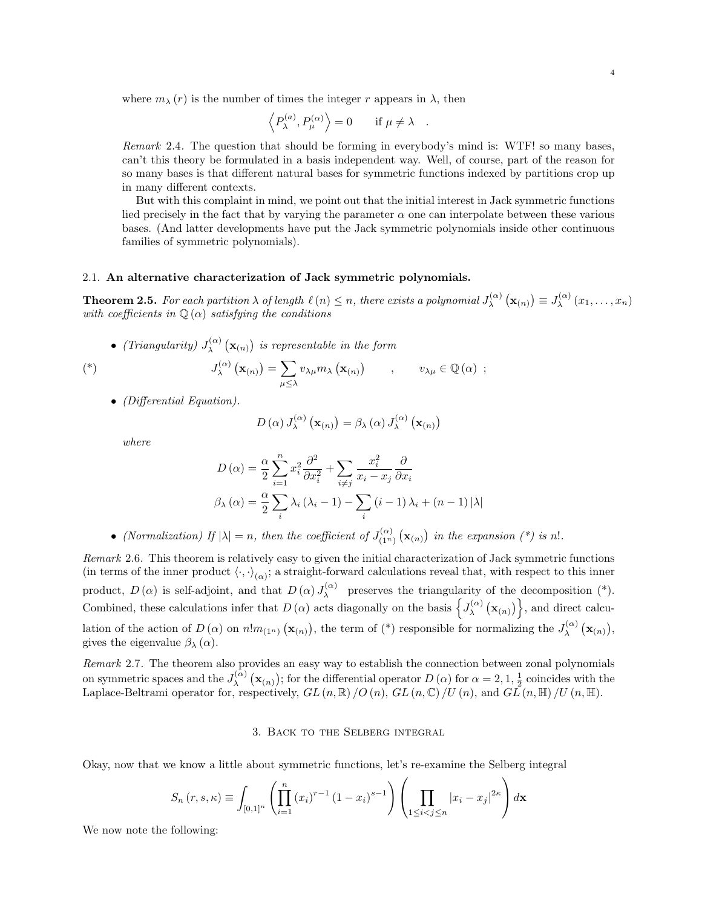where $m_\lambda(r)$ is the number of times the integer $r$ appears in $\lambda$, then

$$\left\langle P_\lambda^{(a)}, P_\mu^{(\alpha)} \right\rangle = 0 \qquad \text{if } \mu \neq \lambda \quad .$$

*Remark* 2.4. The question that should be forming in everybody's mind is: WTF! so many bases, can't this theory be formulated in a basis independent way. Well, of course, part of the reason for so many bases is that different natural bases for symmetric functions indexed by partitions crop up in many different contexts.

But with this complaint in mind, we point out that the initial interest in Jack symmetric functions lied precisely in the fact that by varying the parameter $\alpha$ one can interpolate between these various bases. (And latter developments have put the Jack symmetric polynomials inside other continuous families of symmetric polynomials).

### 2.1. An alternative characterization of Jack symmetric polynomials.

**Theorem 2.5.** *For each partition $\lambda$ of length $\ell(n) \leq n$, there exists a polynomial $J_\lambda^{(\alpha)}(\mathbf{x}_{(n)}) \equiv J_\lambda^{(\alpha)}(x_1, \ldots, x_n)$ with coefficients in $\mathbb{Q}(\alpha)$ satisfying the conditions*

- *(Triangularity) $J_\lambda^{(\alpha)}(\mathbf{x}_{(n)})$ is representable in the form*

$$(*) \qquad J_\lambda^{(\alpha)}(\mathbf{x}_{(n)}) = \sum_{\mu \leq \lambda} v_{\lambda\mu} m_\lambda(\mathbf{x}_{(n)}) \qquad , \qquad v_{\lambda\mu} \in \mathbb{Q}(\alpha) \ ;$$

- *(Differential Equation).*

$$D(\alpha) J_\lambda^{(\alpha)}(\mathbf{x}_{(n)}) = \beta_\lambda(\alpha) J_\lambda^{(\alpha)}(\mathbf{x}_{(n)})$$

*where*

$$D(\alpha) = \frac{\alpha}{2}\sum_{i=1}^n x_i^2 \frac{\partial^2}{\partial x_i^2} + \sum_{i \neq j} \frac{x_i^2}{x_i - x_j}\frac{\partial}{\partial x_i}$$

$$\beta_\lambda(\alpha) = \frac{\alpha}{2}\sum_i \lambda_i(\lambda_i - 1) - \sum_i (i-1)\lambda_i + (n-1)|\lambda|$$

- *(Normalization) If $|\lambda| = n$, then the coefficient of $J_{(1^n)}^{(\alpha)}(\mathbf{x}_{(n)})$ in the expansion (\*) is $n!$.*

*Remark* 2.6. This theorem is relatively easy to given the initial characterization of Jack symmetric functions (in terms of the inner product $\langle \cdot, \cdot \rangle_{(\alpha)}$; a straight-forward calculations reveal that, with respect to this inner product, $D(\alpha)$ is self-adjoint, and that $D(\alpha) J_\lambda^{(\alpha)}$ preserves the triangularity of the decomposition (\*). Combined, these calculations infer that $D(\alpha)$ acts diagonally on the basis $\left\{ J_\lambda^{(\alpha)}(\mathbf{x}_{(n)}) \right\}$, and direct calculation of the action of $D(\alpha)$ on $n! m_{(1^n)}(\mathbf{x}_{(n)})$, the term of (\*) responsible for normalizing the $J_\lambda^{(\alpha)}(\mathbf{x}_{(n)})$, gives the eigenvalue $\beta_\lambda(\alpha)$.

*Remark* 2.7. The theorem also provides an easy way to establish the connection between zonal polynomials on symmetric spaces and the $J_\lambda^{(\alpha)}(\mathbf{x}_{(n)})$; for the differential operator $D(\alpha)$ for $\alpha = 2, 1, \frac{1}{2}$ coincides with the Laplace-Beltrami operator for, respectively, $GL(n,\mathbb{R})/O(n)$, $GL(n,\mathbb{C})/U(n)$, and $GL(n,\mathbb{H})/U(n,\mathbb{H})$.

## 3. Back to the Selberg integral

Okay, now that we know a little about symmetric functions, let's re-examine the Selberg integral

$$S_n(r,s,\kappa) \equiv \int_{[0,1]^n} \left( \prod_{i=1}^n (x_i)^{r-1}(1-x_i)^{s-1} \right) \left( \prod_{1 \leq i < j \leq n} |x_i - x_j|^{2\kappa} \right) d\mathbf{x}$$

We now note the following: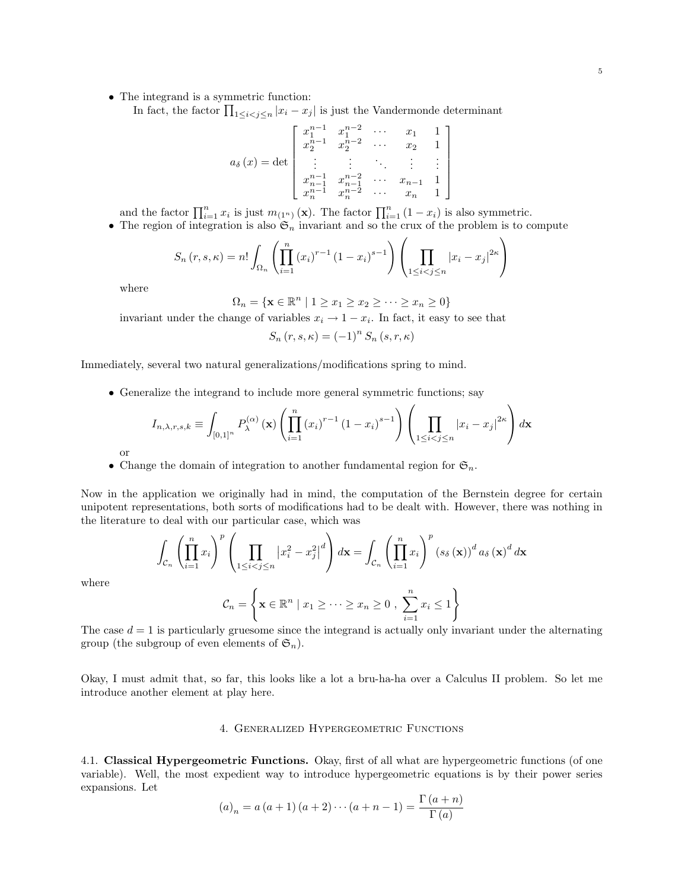- The integrand is a symmetric function:
  In fact, the factor $\prod_{1\leq i<j\leq n}|x_i - x_j|$ is just the Vandermonde determinant

$$a_\delta(x) = \det\begin{bmatrix} x_1^{n-1} & x_1^{n-2} & \cdots & x_1 & 1 \\ x_2^{n-1} & x_2^{n-2} & \cdots & x_2 & 1 \\ \vdots & \vdots & \ddots & \vdots & \vdots \\ x_{n-1}^{n-1} & x_{n-1}^{n-2} & \cdots & x_{n-1} & 1 \\ x_n^{n-1} & x_n^{n-2} & \cdots & x_n & 1 \end{bmatrix}$$

  and the factor $\prod_{i=1}^n x_i$ is just $m_{(1^n)}(\mathbf{x})$. The factor $\prod_{i=1}^n (1-x_i)$ is also symmetric.
- The region of integration is also $\mathfrak{S}_n$ invariant and so the crux of the problem is to compute

$$S_n(r,s,\kappa) = n! \int_{\Omega_n} \left(\prod_{i=1}^n (x_i)^{r-1}(1-x_i)^{s-1}\right)\left(\prod_{1\leq i<j\leq n}|x_i - x_j|^{2\kappa}\right)$$

  where

$$\Omega_n = \{\mathbf{x}\in\mathbb{R}^n \mid 1 \geq x_1 \geq x_2 \geq \cdots \geq x_n \geq 0\}$$

  invariant under the change of variables $x_i \to 1 - x_i$. In fact, it easy to see that

$$S_n(r,s,\kappa) = (-1)^n S_n(s,r,\kappa)$$

Immediately, several two natural generalizations/modifications spring to mind.

- Generalize the integrand to include more general symmetric functions; say

$$I_{n,\lambda,r,s,k} \equiv \int_{[0,1]^n} P_\lambda^{(\alpha)}(\mathbf{x})\left(\prod_{i=1}^n (x_i)^{r-1}(1-x_i)^{s-1}\right)\left(\prod_{1\leq i<j\leq n}|x_i - x_j|^{2\kappa}\right) d\mathbf{x}$$

  or
- Change the domain of integration to another fundamental region for $\mathfrak{S}_n$.

Now in the application we originally had in mind, the computation of the Bernstein degree for certain unipotent representations, both sorts of modifications had to be dealt with. However, there was nothing in the literature to deal with our particular case, which was

$$\int_{\mathcal{C}_n}\left(\prod_{i=1}^n x_i\right)^p\left(\prod_{1\leq i<j\leq n}\left|x_i^2 - x_j^2\right|^d\right) d\mathbf{x} = \int_{\mathcal{C}_n}\left(\prod_{i=1}^n x_i\right)^p (s_\delta(\mathbf{x}))^d\, a_\delta(\mathbf{x})^d\, d\mathbf{x}$$

where

$$\mathcal{C}_n = \left\{\mathbf{x}\in\mathbb{R}^n \mid x_1 \geq \cdots \geq x_n \geq 0\ ,\ \sum_{i=1}^n x_i \leq 1\right\}$$

The case $d = 1$ is particularly gruesome since the integrand is actually only invariant under the alternating group (the subgroup of even elements of $\mathfrak{S}_n$).

Okay, I must admit that, so far, this looks like a lot a bru-ha-ha over a Calculus II problem. So let me introduce another element at play here.

## 4. Generalized Hypergeometric Functions

**4.1. Classical Hypergeometric Functions.** Okay, first of all what are hypergeometric functions (of one variable). Well, the most expedient way to introduce hypergeometric equations is by their power series expansions. Let

$$(a)_n = a(a+1)(a+2)\cdots(a+n-1) = \frac{\Gamma(a+n)}{\Gamma(a)}$$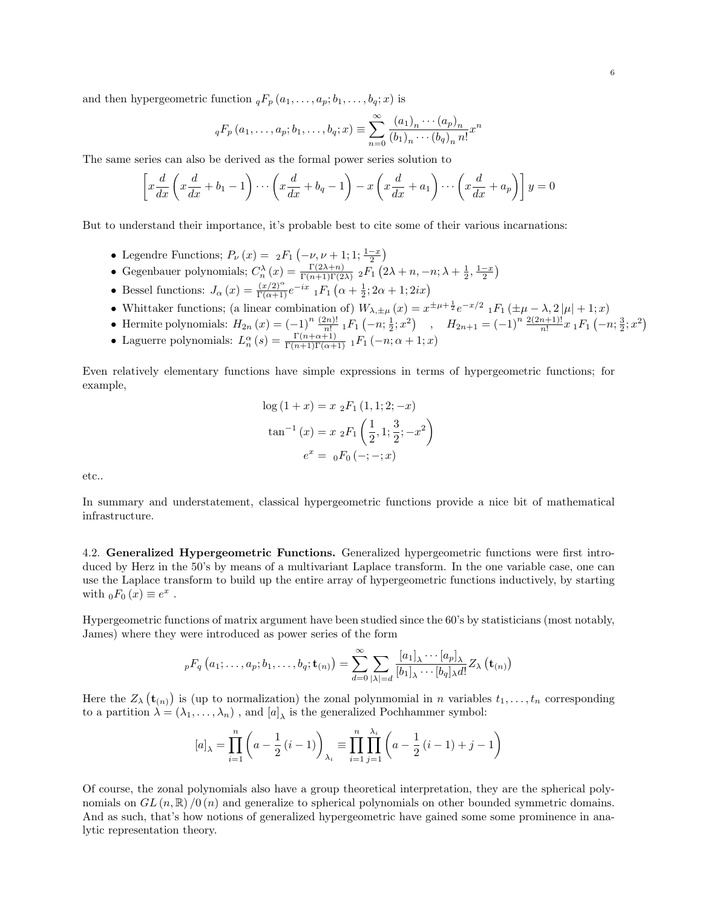and then hypergeometric function ${}_qF_p\left(a_1,\ldots,a_p;b_1,\ldots,b_q;x\right)$ is

$$
{}_qF_p\left(a_1,\ldots,a_p;b_1,\ldots,b_q;x\right)\equiv\sum_{n=0}^{\infty}\frac{(a_1)_n\cdots(a_p)_n}{(b_1)_n\cdots(b_q)_n\,n!}x^n
$$

The same series can also be derived as the formal power series solution to

$$
\left[x\frac{d}{dx}\left(x\frac{d}{dx}+b_1-1\right)\cdots\left(x\frac{d}{dx}+b_q-1\right)-x\left(x\frac{d}{dx}+a_1\right)\cdots\left(x\frac{d}{dx}+a_p\right)\right]y=0
$$

But to understand their importance, it's probable best to cite some of their various incarnations:

- Legendre Functions; $P_\nu(x)={}_2F_1\left(-\nu,\nu+1;1;\frac{1-x}{2}\right)$
- Gegenbauer polynomials; $C_n^\lambda(x)=\frac{\Gamma(2\lambda+n)}{\Gamma(n+1)\Gamma(2\lambda)}\;{}_2F_1\left(2\lambda+n,-n;\lambda+\frac{1}{2},\frac{1-x}{2}\right)$
- Bessel functions: $J_\alpha(x)=\frac{(x/2)^\alpha}{\Gamma(\alpha+1)}e^{-ix}\;{}_1F_1\left(\alpha+\frac{1}{2};2\alpha+1;2ix\right)$
- Whittaker functions; (a linear combination of) $W_{\lambda,\pm\mu}(x)=x^{\pm\mu+\frac{1}{2}}e^{-x/2}\;{}_1F_1\left(\pm\mu-\lambda,2\left|\mu\right|+1;x\right)$
- Hermite polynomials: $H_{2n}(x)=(-1)^n\frac{(2n)!}{n!}\;{}_1F_1\left(-n;\frac{1}{2};x^2\right)$ , $H_{2n+1}=(-1)^n\frac{2(2n+1)!}{n!}x\;{}_1F_1\left(-n;\frac{3}{2};x^2\right)$
- Laguerre polynomials: $L_n^\alpha(s)=\frac{\Gamma(n+\alpha+1)}{\Gamma(n+1)\Gamma(\alpha+1)}\;{}_1F_1\left(-n;\alpha+1;x\right)$

Even relatively elementary functions have simple expressions in terms of hypergeometric functions; for example,

$$
\begin{aligned}
\log(1+x) &= x\;{}_2F_1\left(1,1;2;-x\right)\\
\tan^{-1}(x) &= x\;{}_2F_1\left(\frac{1}{2},1;\frac{3}{2};-x^2\right)\\
e^x &= {}_0F_0\left(-;-;x\right)
\end{aligned}
$$

etc..

In summary and understatement, classical hypergeometric functions provide a nice bit of mathematical infrastructure.

4.2. **Generalized Hypergeometric Functions.** Generalized hypergeometric functions were first introduced by Herz in the 50's by means of a multivariant Laplace transform. In the one variable case, one can use the Laplace transform to build up the entire array of hypergeometric functions inductively, by starting with ${}_0F_0(x)\equiv e^x$ .

Hypergeometric functions of matrix argument have been studied since the 60's by statisticians (most notably, James) where they were introduced as power series of the form

$$
{}_pF_q\left(a_1;\ldots,a_p;b_1,\ldots,b_q;\mathbf{t}_{(n)}\right)=\sum_{d=0}^{\infty}\sum_{|\lambda|=d}\frac{[a_1]_\lambda\cdots[a_p]_\lambda}{[b_1]_\lambda\cdots[b_q]_\lambda d!}Z_\lambda\left(\mathbf{t}_{(n)}\right)
$$

Here the $Z_\lambda\left(\mathbf{t}_{(n)}\right)$ is (up to normalization) the zonal polynmomial in $n$ variables $t_1,\ldots,t_n$ corresponding to a partition $\lambda=(\lambda_1,\ldots,\lambda_n)$ , and $[a]_\lambda$ is the generalized Pochhammer symbol:

$$
[a]_\lambda=\prod_{i=1}^{n}\left(a-\frac{1}{2}(i-1)\right)_{\lambda_i}\equiv\prod_{i=1}^{n}\prod_{j=1}^{\lambda_i}\left(a-\frac{1}{2}(i-1)+j-1\right)
$$

Of course, the zonal polynomials also have a group theoretical interpretation, they are the spherical polynomials on $GL(n,\mathbb{R})/0(n)$ and generalize to spherical polynomials on other bounded symmetric domains. And as such, that's how notions of generalized hypergeometric have gained some some prominence in analytic representation theory.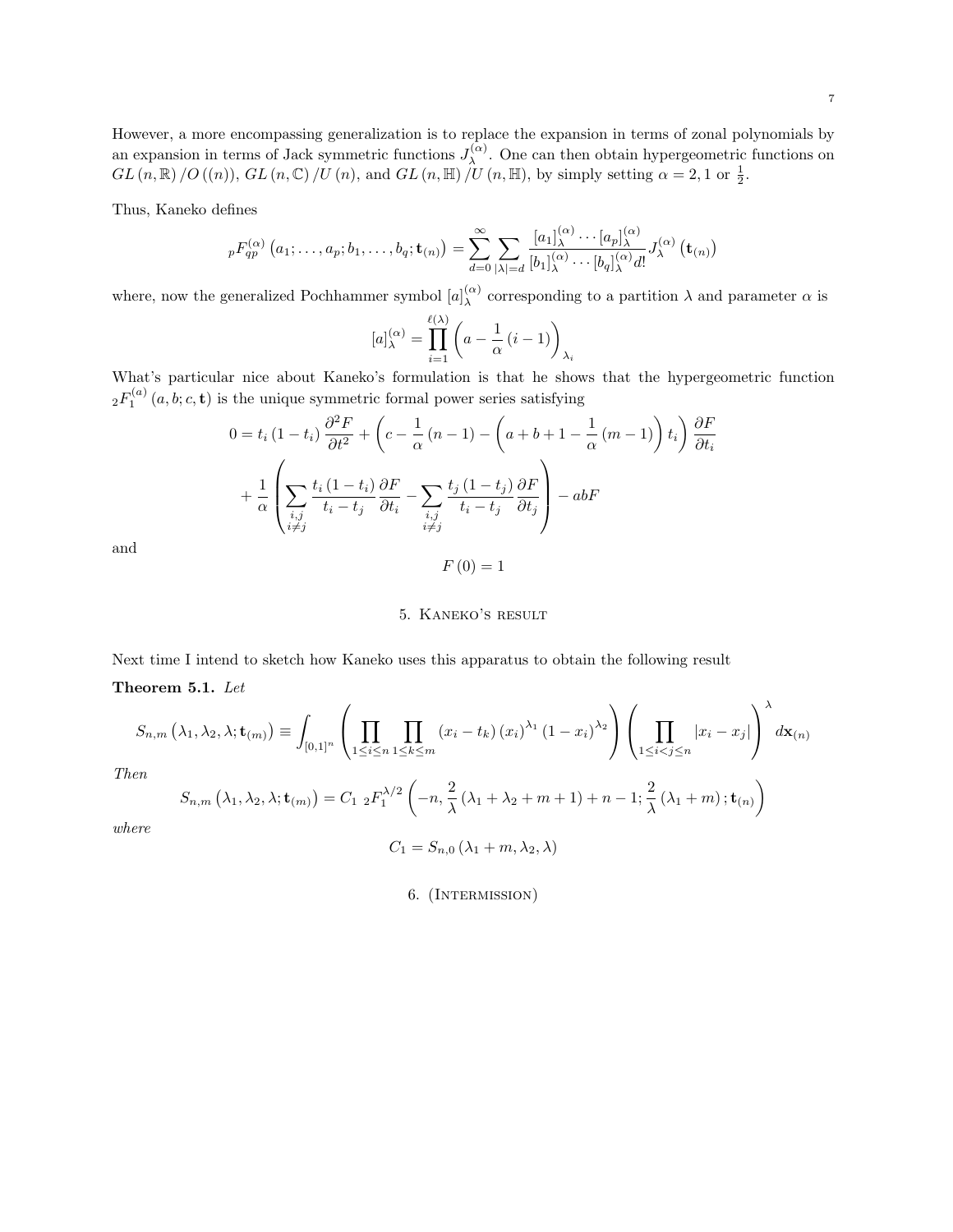However, a more encompassing generalization is to replace the expansion in terms of zonal polynomials by an expansion in terms of Jack symmetric functions $J_\lambda^{(\alpha)}$. One can then obtain hypergeometric functions on $GL(n,\mathbb{R})/O((n))$, $GL(n,\mathbb{C})/U(n)$, and $GL(n,\mathbb{H})/U(n,\mathbb{H})$, by simply setting $\alpha = 2, 1$ or $\frac{1}{2}$.

Thus, Kaneko defines

$$
{}_pF_{qp}^{(\alpha)}\left(a_1;\ldots,a_p;b_1,\ldots,b_q;\mathbf{t}_{(n)}\right) = \sum_{d=0}^{\infty}\sum_{|\lambda|=d} \frac{[a_1]_\lambda^{(\alpha)}\cdots[a_p]_\lambda^{(\alpha)}}{[b_1]_\lambda^{(\alpha)}\cdots[b_q]_\lambda^{(\alpha)}d!} J_\lambda^{(\alpha)}\left(\mathbf{t}_{(n)}\right)
$$

where, now the generalized Pochhammer symbol $[a]_\lambda^{(\alpha)}$ corresponding to a partition $\lambda$ and parameter $\alpha$ is

$$
[a]_\lambda^{(\alpha)} = \prod_{i=1}^{\ell(\lambda)} \left(a - \frac{1}{\alpha}(i-1)\right)_{\lambda_i}
$$

What's particular nice about Kaneko's formulation is that he shows that the hypergeometric function ${}_2F_1^{(a)}(a,b;c,\mathbf{t})$ is the unique symmetric formal power series satisfying

$$
\begin{aligned}
0 &= t_i(1-t_i)\frac{\partial^2 F}{\partial t^2} + \left(c - \frac{1}{\alpha}(n-1) - \left(a+b+1-\frac{1}{\alpha}(m-1)\right)t_i\right)\frac{\partial F}{\partial t_i} \\
&+ \frac{1}{\alpha}\left(\sum_{\substack{i,j\\ i\neq j}} \frac{t_i(1-t_i)}{t_i-t_j}\frac{\partial F}{\partial t_i} - \sum_{\substack{i,j\\ i\neq j}} \frac{t_j(1-t_j)}{t_i-t_j}\frac{\partial F}{\partial t_j}\right) - abF
\end{aligned}
$$

and

$$
F(0) = 1
$$

## 5. Kaneko's result

Next time I intend to sketch how Kaneko uses this apparatus to obtain the following result

**Theorem 5.1.** *Let*

$$
S_{n,m}\left(\lambda_1,\lambda_2,\lambda;\mathbf{t}_{(m)}\right) \equiv \int_{[0,1]^n} \left(\prod_{1\leq i\leq n}\prod_{1\leq k\leq m}(x_i-t_k)(x_i)^{\lambda_1}(1-x_i)^{\lambda_2}\right)\left(\prod_{1\leq i<j\leq n}|x_i-x_j|\right)^{\lambda} d\mathbf{x}_{(n)}
$$

*Then*

$$
S_{n,m}\left(\lambda_1,\lambda_2,\lambda;\mathbf{t}_{(m)}\right) = C_1\ {}_2F_1^{\lambda/2}\left(-n,\frac{2}{\lambda}(\lambda_1+\lambda_2+m+1)+n-1;\frac{2}{\lambda}(\lambda_1+m);\mathbf{t}_{(n)}\right)
$$

*where*

$$
C_1 = S_{n,0}(\lambda_1+m,\lambda_2,\lambda)
$$

## 6. (Intermission)